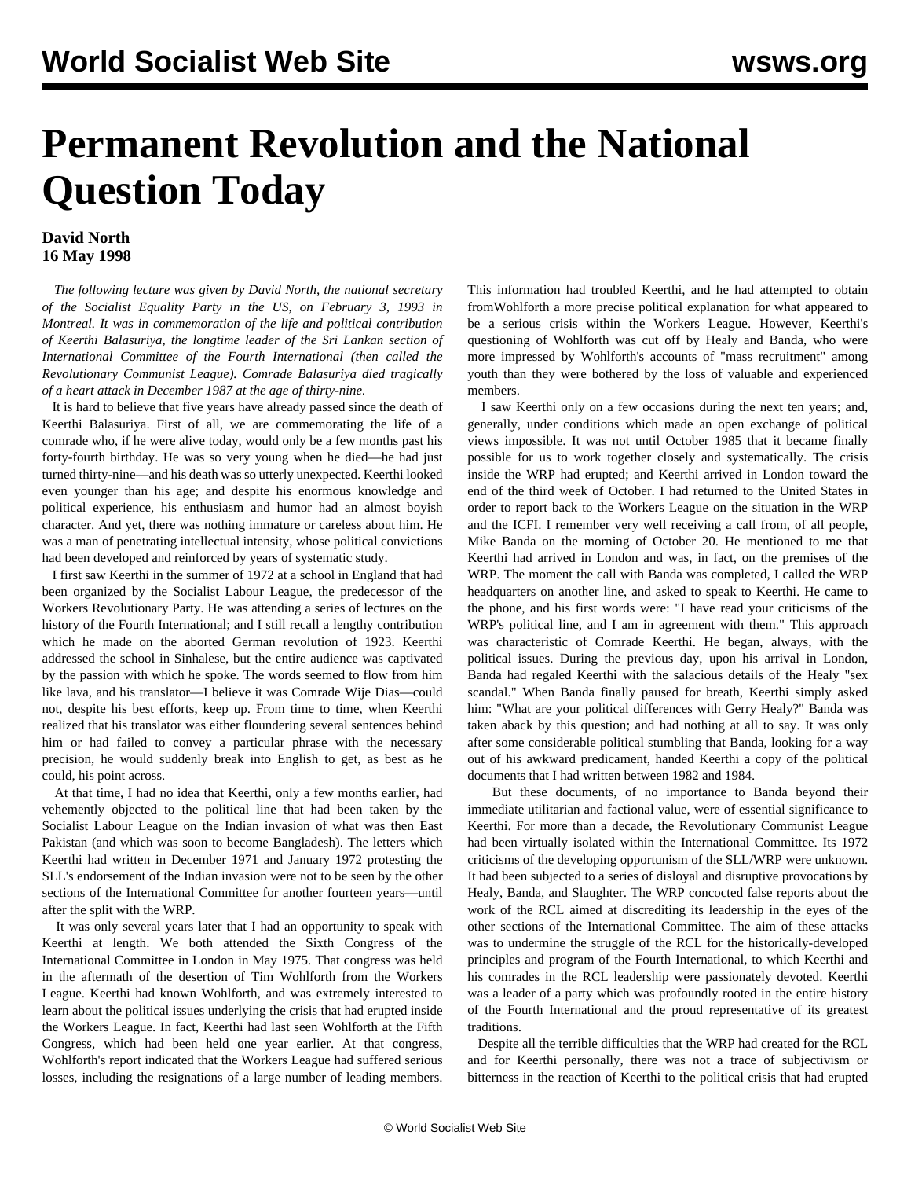# Permanent Revolution and the National Question Today

**David North**
**16 May 1998**

*The following lecture was given by David North, the national secretary of the Socialist Equality Party in the US, on February 3, 1993 in Montreal. It was in commemoration of the life and political contribution of Keerthi Balasuriya, the longtime leader of the Sri Lankan section of International Committee of the Fourth International (then called the Revolutionary Communist League). Comrade Balasuriya died tragically of a heart attack in December 1987 at the age of thirty-nine.*

It is hard to believe that five years have already passed since the death of Keerthi Balasuriya. First of all, we are commemorating the life of a comrade who, if he were alive today, would only be a few months past his forty-fourth birthday. He was so very young when he died—he had just turned thirty-nine—and his death was so utterly unexpected. Keerthi looked even younger than his age; and despite his enormous knowledge and political experience, his enthusiasm and humor had an almost boyish character. And yet, there was nothing immature or careless about him. He was a man of penetrating intellectual intensity, whose political convictions had been developed and reinforced by years of systematic study.

I first saw Keerthi in the summer of 1972 at a school in England that had been organized by the Socialist Labour League, the predecessor of the Workers Revolutionary Party. He was attending a series of lectures on the history of the Fourth International; and I still recall a lengthy contribution which he made on the aborted German revolution of 1923. Keerthi addressed the school in Sinhalese, but the entire audience was captivated by the passion with which he spoke. The words seemed to flow from him like lava, and his translator—I believe it was Comrade Wije Dias—could not, despite his best efforts, keep up. From time to time, when Keerthi realized that his translator was either floundering several sentences behind him or had failed to convey a particular phrase with the necessary precision, he would suddenly break into English to get, as best as he could, his point across.

At that time, I had no idea that Keerthi, only a few months earlier, had vehemently objected to the political line that had been taken by the Socialist Labour League on the Indian invasion of what was then East Pakistan (and which was soon to become Bangladesh). The letters which Keerthi had written in December 1971 and January 1972 protesting the SLL's endorsement of the Indian invasion were not to be seen by the other sections of the International Committee for another fourteen years—until after the split with the WRP.

It was only several years later that I had an opportunity to speak with Keerthi at length. We both attended the Sixth Congress of the International Committee in London in May 1975. That congress was held in the aftermath of the desertion of Tim Wohlforth from the Workers League. Keerthi had known Wohlforth, and was extremely interested to learn about the political issues underlying the crisis that had erupted inside the Workers League. In fact, Keerthi had last seen Wohlforth at the Fifth Congress, which had been held one year earlier. At that congress, Wohlforth's report indicated that the Workers League had suffered serious losses, including the resignations of a large number of leading members. This information had troubled Keerthi, and he had attempted to obtain fromWohlforth a more precise political explanation for what appeared to be a serious crisis within the Workers League. However, Keerthi's questioning of Wohlforth was cut off by Healy and Banda, who were more impressed by Wohlforth's accounts of "mass recruitment" among youth than they were bothered by the loss of valuable and experienced members.

I saw Keerthi only on a few occasions during the next ten years; and, generally, under conditions which made an open exchange of political views impossible. It was not until October 1985 that it became finally possible for us to work together closely and systematically. The crisis inside the WRP had erupted; and Keerthi arrived in London toward the end of the third week of October. I had returned to the United States in order to report back to the Workers League on the situation in the WRP and the ICFI. I remember very well receiving a call from, of all people, Mike Banda on the morning of October 20. He mentioned to me that Keerthi had arrived in London and was, in fact, on the premises of the WRP. The moment the call with Banda was completed, I called the WRP headquarters on another line, and asked to speak to Keerthi. He came to the phone, and his first words were: "I have read your criticisms of the WRP's political line, and I am in agreement with them." This approach was characteristic of Comrade Keerthi. He began, always, with the political issues. During the previous day, upon his arrival in London, Banda had regaled Keerthi with the salacious details of the Healy "sex scandal." When Banda finally paused for breath, Keerthi simply asked him: "What are your political differences with Gerry Healy?" Banda was taken aback by this question; and had nothing at all to say. It was only after some considerable political stumbling that Banda, looking for a way out of his awkward predicament, handed Keerthi a copy of the political documents that I had written between 1982 and 1984.

But these documents, of no importance to Banda beyond their immediate utilitarian and factional value, were of essential significance to Keerthi. For more than a decade, the Revolutionary Communist League had been virtually isolated within the International Committee. Its 1972 criticisms of the developing opportunism of the SLL/WRP were unknown. It had been subjected to a series of disloyal and disruptive provocations by Healy, Banda, and Slaughter. The WRP concocted false reports about the work of the RCL aimed at discrediting its leadership in the eyes of the other sections of the International Committee. The aim of these attacks was to undermine the struggle of the RCL for the historically-developed principles and program of the Fourth International, to which Keerthi and his comrades in the RCL leadership were passionately devoted. Keerthi was a leader of a party which was profoundly rooted in the entire history of the Fourth International and the proud representative of its greatest traditions.

Despite all the terrible difficulties that the WRP had created for the RCL and for Keerthi personally, there was not a trace of subjectivism or bitterness in the reaction of Keerthi to the political crisis that had erupted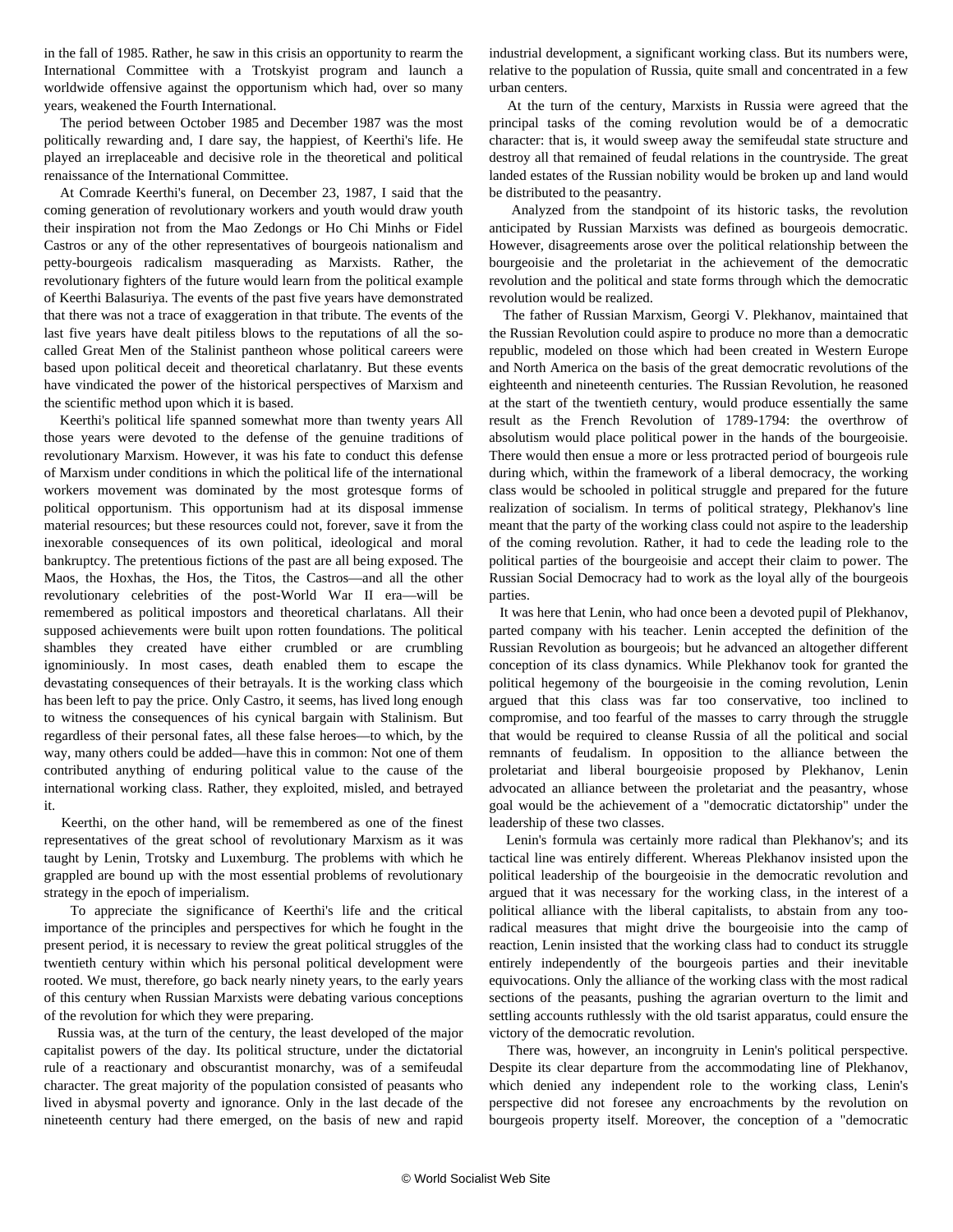in the fall of 1985. Rather, he saw in this crisis an opportunity to rearm the International Committee with a Trotskyist program and launch a worldwide offensive against the opportunism which had, over so many years, weakened the Fourth International.

The period between October 1985 and December 1987 was the most politically rewarding and, I dare say, the happiest, of Keerthi's life. He played an irreplaceable and decisive role in the theoretical and political renaissance of the International Committee.

At Comrade Keerthi's funeral, on December 23, 1987, I said that the coming generation of revolutionary workers and youth would draw youth their inspiration not from the Mao Zedongs or Ho Chi Minhs or Fidel Castros or any of the other representatives of bourgeois nationalism and petty-bourgeois radicalism masquerading as Marxists. Rather, the revolutionary fighters of the future would learn from the political example of Keerthi Balasuriya. The events of the past five years have demonstrated that there was not a trace of exaggeration in that tribute. The events of the last five years have dealt pitiless blows to the reputations of all the so-called Great Men of the Stalinist pantheon whose political careers were based upon political deceit and theoretical charlatanry. But these events have vindicated the power of the historical perspectives of Marxism and the scientific method upon which it is based.

Keerthi's political life spanned somewhat more than twenty years All those years were devoted to the defense of the genuine traditions of revolutionary Marxism. However, it was his fate to conduct this defense of Marxism under conditions in which the political life of the international workers movement was dominated by the most grotesque forms of political opportunism. This opportunism had at its disposal immense material resources; but these resources could not, forever, save it from the inexorable consequences of its own political, ideological and moral bankruptcy. The pretentious fictions of the past are all being exposed. The Maos, the Hoxhas, the Hos, the Titos, the Castros—and all the other revolutionary celebrities of the post-World War II era—will be remembered as political impostors and theoretical charlatans. All their supposed achievements were built upon rotten foundations. The political shambles they created have either crumbled or are crumbling ignominiously. In most cases, death enabled them to escape the devastating consequences of their betrayals. It is the working class which has been left to pay the price. Only Castro, it seems, has lived long enough to witness the consequences of his cynical bargain with Stalinism. But regardless of their personal fates, all these false heroes—to which, by the way, many others could be added—have this in common: Not one of them contributed anything of enduring political value to the cause of the international working class. Rather, they exploited, misled, and betrayed it.

Keerthi, on the other hand, will be remembered as one of the finest representatives of the great school of revolutionary Marxism as it was taught by Lenin, Trotsky and Luxemburg. The problems with which he grappled are bound up with the most essential problems of revolutionary strategy in the epoch of imperialism.

To appreciate the significance of Keerthi's life and the critical importance of the principles and perspectives for which he fought in the present period, it is necessary to review the great political struggles of the twentieth century within which his personal political development were rooted. We must, therefore, go back nearly ninety years, to the early years of this century when Russian Marxists were debating various conceptions of the revolution for which they were preparing.

Russia was, at the turn of the century, the least developed of the major capitalist powers of the day. Its political structure, under the dictatorial rule of a reactionary and obscurantist monarchy, was of a semifeudal character. The great majority of the population consisted of peasants who lived in abysmal poverty and ignorance. Only in the last decade of the nineteenth century had there emerged, on the basis of new and rapid industrial development, a significant working class. But its numbers were, relative to the population of Russia, quite small and concentrated in a few urban centers.

At the turn of the century, Marxists in Russia were agreed that the principal tasks of the coming revolution would be of a democratic character: that is, it would sweep away the semifeudal state structure and destroy all that remained of feudal relations in the countryside. The great landed estates of the Russian nobility would be broken up and land would be distributed to the peasantry.

Analyzed from the standpoint of its historic tasks, the revolution anticipated by Russian Marxists was defined as bourgeois democratic. However, disagreements arose over the political relationship between the bourgeoisie and the proletariat in the achievement of the democratic revolution and the political and state forms through which the democratic revolution would be realized.

The father of Russian Marxism, Georgi V. Plekhanov, maintained that the Russian Revolution could aspire to produce no more than a democratic republic, modeled on those which had been created in Western Europe and North America on the basis of the great democratic revolutions of the eighteenth and nineteenth centuries. The Russian Revolution, he reasoned at the start of the twentieth century, would produce essentially the same result as the French Revolution of 1789-1794: the overthrow of absolutism would place political power in the hands of the bourgeoisie. There would then ensue a more or less protracted period of bourgeois rule during which, within the framework of a liberal democracy, the working class would be schooled in political struggle and prepared for the future realization of socialism. In terms of political strategy, Plekhanov's line meant that the party of the working class could not aspire to the leadership of the coming revolution. Rather, it had to cede the leading role to the political parties of the bourgeoisie and accept their claim to power. The Russian Social Democracy had to work as the loyal ally of the bourgeois parties.

It was here that Lenin, who had once been a devoted pupil of Plekhanov, parted company with his teacher. Lenin accepted the definition of the Russian Revolution as bourgeois; but he advanced an altogether different conception of its class dynamics. While Plekhanov took for granted the political hegemony of the bourgeoisie in the coming revolution, Lenin argued that this class was far too conservative, too inclined to compromise, and too fearful of the masses to carry through the struggle that would be required to cleanse Russia of all the political and social remnants of feudalism. In opposition to the alliance between the proletariat and liberal bourgeoisie proposed by Plekhanov, Lenin advocated an alliance between the proletariat and the peasantry, whose goal would be the achievement of a "democratic dictatorship" under the leadership of these two classes.

Lenin's formula was certainly more radical than Plekhanov's; and its tactical line was entirely different. Whereas Plekhanov insisted upon the political leadership of the bourgeoisie in the democratic revolution and argued that it was necessary for the working class, in the interest of a political alliance with the liberal capitalists, to abstain from any too-radical measures that might drive the bourgeoisie into the camp of reaction, Lenin insisted that the working class had to conduct its struggle entirely independently of the bourgeois parties and their inevitable equivocations. Only the alliance of the working class with the most radical sections of the peasants, pushing the agrarian overturn to the limit and settling accounts ruthlessly with the old tsarist apparatus, could ensure the victory of the democratic revolution.

There was, however, an incongruity in Lenin's political perspective. Despite its clear departure from the accommodating line of Plekhanov, which denied any independent role to the working class, Lenin's perspective did not foresee any encroachments by the revolution on bourgeois property itself. Moreover, the conception of a "democratic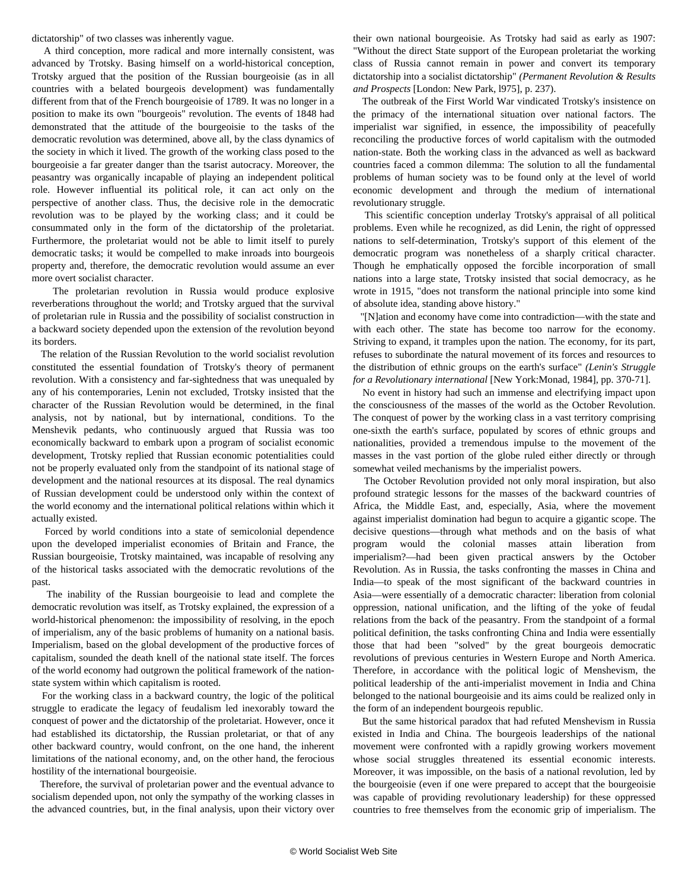dictatorship" of two classes was inherently vague.

A third conception, more radical and more internally consistent, was advanced by Trotsky. Basing himself on a world-historical conception, Trotsky argued that the position of the Russian bourgeoisie (as in all countries with a belated bourgeois development) was fundamentally different from that of the French bourgeoisie of 1789. It was no longer in a position to make its own "bourgeois" revolution. The events of 1848 had demonstrated that the attitude of the bourgeoisie to the tasks of the democratic revolution was determined, above all, by the class dynamics of the society in which it lived. The growth of the working class posed to the bourgeoisie a far greater danger than the tsarist autocracy. Moreover, the peasantry was organically incapable of playing an independent political role. However influential its political role, it can act only on the perspective of another class. Thus, the decisive role in the democratic revolution was to be played by the working class; and it could be consummated only in the form of the dictatorship of the proletariat. Furthermore, the proletariat would not be able to limit itself to purely democratic tasks; it would be compelled to make inroads into bourgeois property and, therefore, the democratic revolution would assume an ever more overt socialist character.

The proletarian revolution in Russia would produce explosive reverberations throughout the world; and Trotsky argued that the survival of proletarian rule in Russia and the possibility of socialist construction in a backward society depended upon the extension of the revolution beyond its borders.

The relation of the Russian Revolution to the world socialist revolution constituted the essential foundation of Trotsky's theory of permanent revolution. With a consistency and far-sightedness that was unequaled by any of his contemporaries, Lenin not excluded, Trotsky insisted that the character of the Russian Revolution would be determined, in the final analysis, not by national, but by international, conditions. To the Menshevik pedants, who continuously argued that Russia was too economically backward to embark upon a program of socialist economic development, Trotsky replied that Russian economic potentialities could not be properly evaluated only from the standpoint of its national stage of development and the national resources at its disposal. The real dynamics of Russian development could be understood only within the context of the world economy and the international political relations within which it actually existed.

Forced by world conditions into a state of semicolonial dependence upon the developed imperialist economies of Britain and France, the Russian bourgeoisie, Trotsky maintained, was incapable of resolving any of the historical tasks associated with the democratic revolutions of the past.

The inability of the Russian bourgeoisie to lead and complete the democratic revolution was itself, as Trotsky explained, the expression of a world-historical phenomenon: the impossibility of resolving, in the epoch of imperialism, any of the basic problems of humanity on a national basis. Imperialism, based on the global development of the productive forces of capitalism, sounded the death knell of the national state itself. The forces of the world economy had outgrown the political framework of the nation-state system within which capitalism is rooted.

For the working class in a backward country, the logic of the political struggle to eradicate the legacy of feudalism led inexorably toward the conquest of power and the dictatorship of the proletariat. However, once it had established its dictatorship, the Russian proletariat, or that of any other backward country, would confront, on the one hand, the inherent limitations of the national economy, and, on the other hand, the ferocious hostility of the international bourgeoisie.

Therefore, the survival of proletarian power and the eventual advance to socialism depended upon, not only the sympathy of the working classes in the advanced countries, but, in the final analysis, upon their victory over their own national bourgeoisie. As Trotsky had said as early as 1907: "Without the direct State support of the European proletariat the working class of Russia cannot remain in power and convert its temporary dictatorship into a socialist dictatorship" *(Permanent Revolution & Results and Prospects* [London: New Park, l975], p. 237).

The outbreak of the First World War vindicated Trotsky's insistence on the primacy of the international situation over national factors. The imperialist war signified, in essence, the impossibility of peacefully reconciling the productive forces of world capitalism with the outmoded nation-state. Both the working class in the advanced as well as backward countries faced a common dilemma: The solution to all the fundamental problems of human society was to be found only at the level of world economic development and through the medium of international revolutionary struggle.

This scientific conception underlay Trotsky's appraisal of all political problems. Even while he recognized, as did Lenin, the right of oppressed nations to self-determination, Trotsky's support of this element of the democratic program was nonetheless of a sharply critical character. Though he emphatically opposed the forcible incorporation of small nations into a large state, Trotsky insisted that social democracy, as he wrote in 1915, "does not transform the national principle into some kind of absolute idea, standing above history."

"[N]ation and economy have come into contradiction—with the state and with each other. The state has become too narrow for the economy. Striving to expand, it tramples upon the nation. The economy, for its part, refuses to subordinate the natural movement of its forces and resources to the distribution of ethnic groups on the earth's surface" *(Lenin's Struggle for a Revolutionary international* [New York:Monad, 1984], pp. 370-71].

No event in history had such an immense and electrifying impact upon the consciousness of the masses of the world as the October Revolution. The conquest of power by the working class in a vast territory comprising one-sixth the earth's surface, populated by scores of ethnic groups and nationalities, provided a tremendous impulse to the movement of the masses in the vast portion of the globe ruled either directly or through somewhat veiled mechanisms by the imperialist powers.

The October Revolution provided not only moral inspiration, but also profound strategic lessons for the masses of the backward countries of Africa, the Middle East, and, especially, Asia, where the movement against imperialist domination had begun to acquire a gigantic scope. The decisive questions—through what methods and on the basis of what program would the colonial masses attain liberation from imperialism?—had been given practical answers by the October Revolution. As in Russia, the tasks confronting the masses in China and India—to speak of the most significant of the backward countries in Asia—were essentially of a democratic character: liberation from colonial oppression, national unification, and the lifting of the yoke of feudal relations from the back of the peasantry. From the standpoint of a formal political definition, the tasks confronting China and India were essentially those that had been "solved" by the great bourgeois democratic revolutions of previous centuries in Western Europe and North America. Therefore, in accordance with the political logic of Menshevism, the political leadership of the anti-imperialist movement in India and China belonged to the national bourgeoisie and its aims could be realized only in the form of an independent bourgeois republic.

But the same historical paradox that had refuted Menshevism in Russia existed in India and China. The bourgeois leaderships of the national movement were confronted with a rapidly growing workers movement whose social struggles threatened its essential economic interests. Moreover, it was impossible, on the basis of a national revolution, led by the bourgeoisie (even if one were prepared to accept that the bourgeoisie was capable of providing revolutionary leadership) for these oppressed countries to free themselves from the economic grip of imperialism. The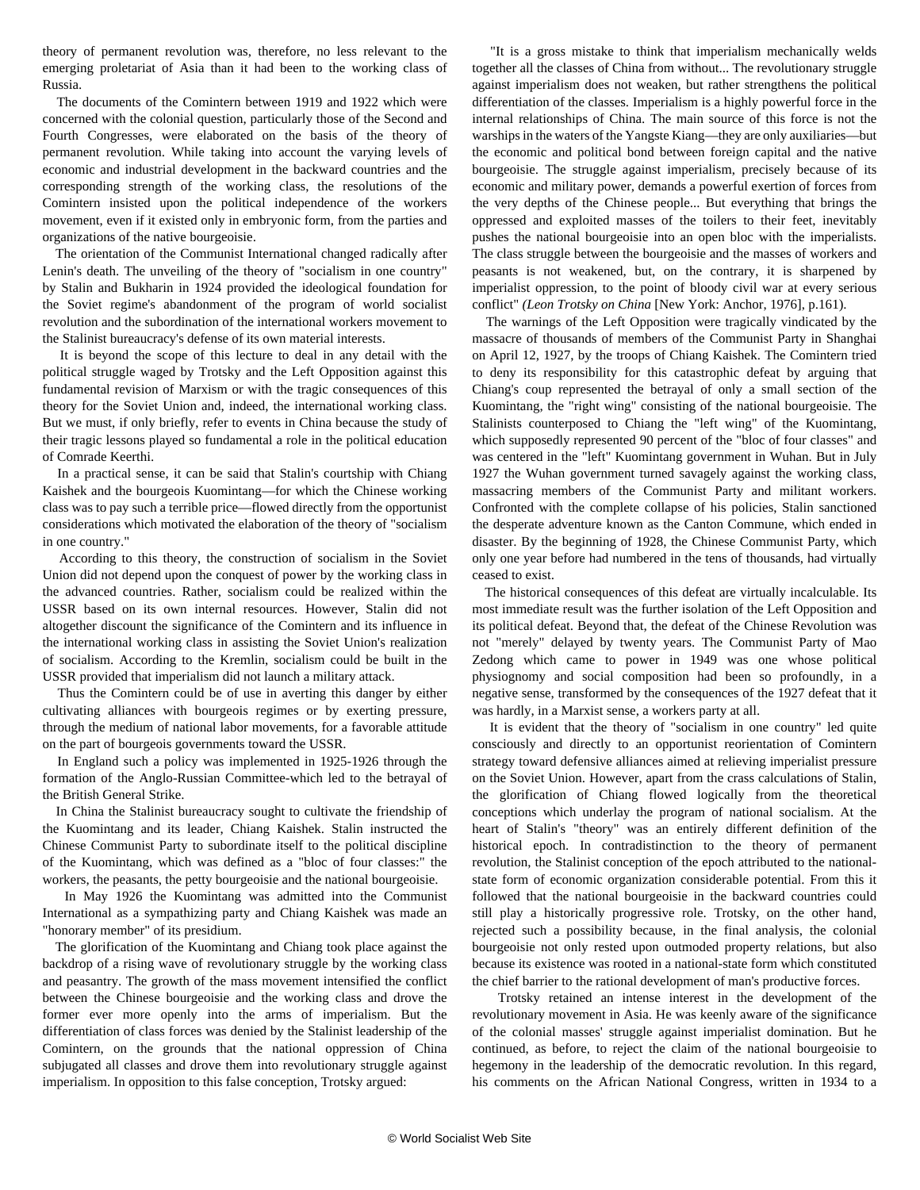theory of permanent revolution was, therefore, no less relevant to the emerging proletariat of Asia than it had been to the working class of Russia.

The documents of the Comintern between 1919 and 1922 which were concerned with the colonial question, particularly those of the Second and Fourth Congresses, were elaborated on the basis of the theory of permanent revolution. While taking into account the varying levels of economic and industrial development in the backward countries and the corresponding strength of the working class, the resolutions of the Comintern insisted upon the political independence of the workers movement, even if it existed only in embryonic form, from the parties and organizations of the native bourgeoisie.

The orientation of the Communist International changed radically after Lenin's death. The unveiling of the theory of "socialism in one country" by Stalin and Bukharin in 1924 provided the ideological foundation for the Soviet regime's abandonment of the program of world socialist revolution and the subordination of the international workers movement to the Stalinist bureaucracy's defense of its own material interests.

It is beyond the scope of this lecture to deal in any detail with the political struggle waged by Trotsky and the Left Opposition against this fundamental revision of Marxism or with the tragic consequences of this theory for the Soviet Union and, indeed, the international working class. But we must, if only briefly, refer to events in China because the study of their tragic lessons played so fundamental a role in the political education of Comrade Keerthi.

In a practical sense, it can be said that Stalin's courtship with Chiang Kaishek and the bourgeois Kuomintang—for which the Chinese working class was to pay such a terrible price—flowed directly from the opportunist considerations which motivated the elaboration of the theory of "socialism in one country."

According to this theory, the construction of socialism in the Soviet Union did not depend upon the conquest of power by the working class in the advanced countries. Rather, socialism could be realized within the USSR based on its own internal resources. However, Stalin did not altogether discount the significance of the Comintern and its influence in the international working class in assisting the Soviet Union's realization of socialism. According to the Kremlin, socialism could be built in the USSR provided that imperialism did not launch a military attack.

Thus the Comintern could be of use in averting this danger by either cultivating alliances with bourgeois regimes or by exerting pressure, through the medium of national labor movements, for a favorable attitude on the part of bourgeois governments toward the USSR.

In England such a policy was implemented in 1925-1926 through the formation of the Anglo-Russian Committee-which led to the betrayal of the British General Strike.

In China the Stalinist bureaucracy sought to cultivate the friendship of the Kuomintang and its leader, Chiang Kaishek. Stalin instructed the Chinese Communist Party to subordinate itself to the political discipline of the Kuomintang, which was defined as a "bloc of four classes:" the workers, the peasants, the petty bourgeoisie and the national bourgeoisie.

In May 1926 the Kuomintang was admitted into the Communist International as a sympathizing party and Chiang Kaishek was made an "honorary member" of its presidium.

The glorification of the Kuomintang and Chiang took place against the backdrop of a rising wave of revolutionary struggle by the working class and peasantry. The growth of the mass movement intensified the conflict between the Chinese bourgeoisie and the working class and drove the former ever more openly into the arms of imperialism. But the differentiation of class forces was denied by the Stalinist leadership of the Comintern, on the grounds that the national oppression of China subjugated all classes and drove them into revolutionary struggle against imperialism. In opposition to this false conception, Trotsky argued:

"It is a gross mistake to think that imperialism mechanically welds together all the classes of China from without... The revolutionary struggle against imperialism does not weaken, but rather strengthens the political differentiation of the classes. Imperialism is a highly powerful force in the internal relationships of China. The main source of this force is not the warships in the waters of the Yangste Kiang—they are only auxiliaries—but the economic and political bond between foreign capital and the native bourgeoisie. The struggle against imperialism, precisely because of its economic and military power, demands a powerful exertion of forces from the very depths of the Chinese people... But everything that brings the oppressed and exploited masses of the toilers to their feet, inevitably pushes the national bourgeoisie into an open bloc with the imperialists. The class struggle between the bourgeoisie and the masses of workers and peasants is not weakened, but, on the contrary, it is sharpened by imperialist oppression, to the point of bloody civil war at every serious conflict" *(Leon Trotsky on China* [New York: Anchor, 1976], p.161).

The warnings of the Left Opposition were tragically vindicated by the massacre of thousands of members of the Communist Party in Shanghai on April 12, 1927, by the troops of Chiang Kaishek. The Comintern tried to deny its responsibility for this catastrophic defeat by arguing that Chiang's coup represented the betrayal of only a small section of the Kuomintang, the "right wing" consisting of the national bourgeoisie. The Stalinists counterposed to Chiang the "left wing" of the Kuomintang, which supposedly represented 90 percent of the "bloc of four classes" and was centered in the "left" Kuomintang government in Wuhan. But in July 1927 the Wuhan government turned savagely against the working class, massacring members of the Communist Party and militant workers. Confronted with the complete collapse of his policies, Stalin sanctioned the desperate adventure known as the Canton Commune, which ended in disaster. By the beginning of 1928, the Chinese Communist Party, which only one year before had numbered in the tens of thousands, had virtually ceased to exist.

The historical consequences of this defeat are virtually incalculable. Its most immediate result was the further isolation of the Left Opposition and its political defeat. Beyond that, the defeat of the Chinese Revolution was not "merely" delayed by twenty years. The Communist Party of Mao Zedong which came to power in 1949 was one whose political physiognomy and social composition had been so profoundly, in a negative sense, transformed by the consequences of the 1927 defeat that it was hardly, in a Marxist sense, a workers party at all.

It is evident that the theory of "socialism in one country" led quite consciously and directly to an opportunist reorientation of Comintern strategy toward defensive alliances aimed at relieving imperialist pressure on the Soviet Union. However, apart from the crass calculations of Stalin, the glorification of Chiang flowed logically from the theoretical conceptions which underlay the program of national socialism. At the heart of Stalin's "theory" was an entirely different definition of the historical epoch. In contradistinction to the theory of permanent revolution, the Stalinist conception of the epoch attributed to the national-state form of economic organization considerable potential. From this it followed that the national bourgeoisie in the backward countries could still play a historically progressive role. Trotsky, on the other hand, rejected such a possibility because, in the final analysis, the colonial bourgeoisie not only rested upon outmoded property relations, but also because its existence was rooted in a national-state form which constituted the chief barrier to the rational development of man's productive forces.

Trotsky retained an intense interest in the development of the revolutionary movement in Asia. He was keenly aware of the significance of the colonial masses' struggle against imperialist domination. But he continued, as before, to reject the claim of the national bourgeoisie to hegemony in the leadership of the democratic revolution. In this regard, his comments on the African National Congress, written in 1934 to a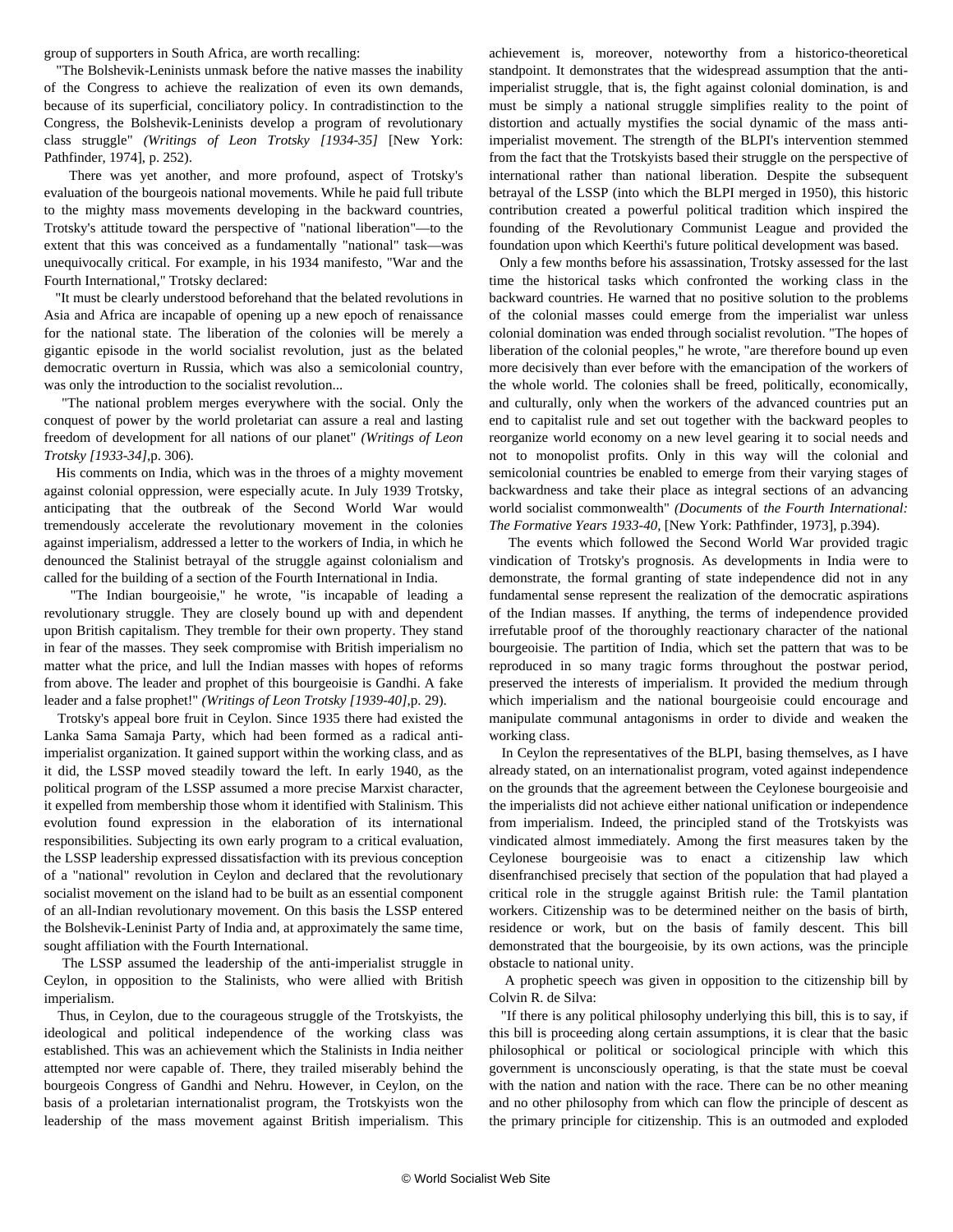group of supporters in South Africa, are worth recalling:

"The Bolshevik-Leninists unmask before the native masses the inability of the Congress to achieve the realization of even its own demands, because of its superficial, conciliatory policy. In contradistinction to the Congress, the Bolshevik-Leninists develop a program of revolutionary class struggle" *(Writings of Leon Trotsky [1934-35]* [New York: Pathfinder, 1974], p. 252).

There was yet another, and more profound, aspect of Trotsky's evaluation of the bourgeois national movements. While he paid full tribute to the mighty mass movements developing in the backward countries, Trotsky's attitude toward the perspective of "national liberation"—to the extent that this was conceived as a fundamentally "national" task—was unequivocally critical. For example, in his 1934 manifesto, "War and the Fourth International," Trotsky declared:

"It must be clearly understood beforehand that the belated revolutions in Asia and Africa are incapable of opening up a new epoch of renaissance for the national state. The liberation of the colonies will be merely a gigantic episode in the world socialist revolution, just as the belated democratic overturn in Russia, which was also a semicolonial country, was only the introduction to the socialist revolution...

"The national problem merges everywhere with the social. Only the conquest of power by the world proletariat can assure a real and lasting freedom of development for all nations of our planet" *(Writings of Leon Trotsky [1933-34]*,p. 306).

His comments on India, which was in the throes of a mighty movement against colonial oppression, were especially acute. In July 1939 Trotsky, anticipating that the outbreak of the Second World War would tremendously accelerate the revolutionary movement in the colonies against imperialism, addressed a letter to the workers of India, in which he denounced the Stalinist betrayal of the struggle against colonialism and called for the building of a section of the Fourth International in India.

"The Indian bourgeoisie," he wrote, "is incapable of leading a revolutionary struggle. They are closely bound up with and dependent upon British capitalism. They tremble for their own property. They stand in fear of the masses. They seek compromise with British imperialism no matter what the price, and lull the Indian masses with hopes of reforms from above. The leader and prophet of this bourgeoisie is Gandhi. A fake leader and a false prophet!" *(Writings of Leon Trotsky [1939-40]*,p. 29).

Trotsky's appeal bore fruit in Ceylon. Since 1935 there had existed the Lanka Sama Samaja Party, which had been formed as a radical anti-imperialist organization. It gained support within the working class, and as it did, the LSSP moved steadily toward the left. In early 1940, as the political program of the LSSP assumed a more precise Marxist character, it expelled from membership those whom it identified with Stalinism. This evolution found expression in the elaboration of its international responsibilities. Subjecting its own early program to a critical evaluation, the LSSP leadership expressed dissatisfaction with its previous conception of a "national" revolution in Ceylon and declared that the revolutionary socialist movement on the island had to be built as an essential component of an all-Indian revolutionary movement. On this basis the LSSP entered the Bolshevik-Leninist Party of India and, at approximately the same time, sought affiliation with the Fourth International.

The LSSP assumed the leadership of the anti-imperialist struggle in Ceylon, in opposition to the Stalinists, who were allied with British imperialism.

Thus, in Ceylon, due to the courageous struggle of the Trotskyists, the ideological and political independence of the working class was established. This was an achievement which the Stalinists in India neither attempted nor were capable of. There, they trailed miserably behind the bourgeois Congress of Gandhi and Nehru. However, in Ceylon, on the basis of a proletarian internationalist program, the Trotskyists won the leadership of the mass movement against British imperialism. This achievement is, moreover, noteworthy from a historico-theoretical standpoint. It demonstrates that the widespread assumption that the anti-imperialist struggle, that is, the fight against colonial domination, is and must be simply a national struggle simplifies reality to the point of distortion and actually mystifies the social dynamic of the mass anti-imperialist movement. The strength of the BLPI's intervention stemmed from the fact that the Trotskyists based their struggle on the perspective of international rather than national liberation. Despite the subsequent betrayal of the LSSP (into which the BLPI merged in 1950), this historic contribution created a powerful political tradition which inspired the founding of the Revolutionary Communist League and provided the foundation upon which Keerthi's future political development was based.

Only a few months before his assassination, Trotsky assessed for the last time the historical tasks which confronted the working class in the backward countries. He warned that no positive solution to the problems of the colonial masses could emerge from the imperialist war unless colonial domination was ended through socialist revolution. "The hopes of liberation of the colonial peoples," he wrote, "are therefore bound up even more decisively than ever before with the emancipation of the workers of the whole world. The colonies shall be freed, politically, economically, and culturally, only when the workers of the advanced countries put an end to capitalist rule and set out together with the backward peoples to reorganize world economy on a new level gearing it to social needs and not to monopolist profits. Only in this way will the colonial and semicolonial countries be enabled to emerge from their varying stages of backwardness and take their place as integral sections of an advancing world socialist commonwealth" *(Documents* of *the Fourth International: The Formative Years 1933-40*, [New York: Pathfinder, 1973], p.394).

The events which followed the Second World War provided tragic vindication of Trotsky's prognosis. As developments in India were to demonstrate, the formal granting of state independence did not in any fundamental sense represent the realization of the democratic aspirations of the Indian masses. If anything, the terms of independence provided irrefutable proof of the thoroughly reactionary character of the national bourgeoisie. The partition of India, which set the pattern that was to be reproduced in so many tragic forms throughout the postwar period, preserved the interests of imperialism. It provided the medium through which imperialism and the national bourgeoisie could encourage and manipulate communal antagonisms in order to divide and weaken the working class.

In Ceylon the representatives of the BLPI, basing themselves, as I have already stated, on an internationalist program, voted against independence on the grounds that the agreement between the Ceylonese bourgeoisie and the imperialists did not achieve either national unification or independence from imperialism. Indeed, the principled stand of the Trotskyists was vindicated almost immediately. Among the first measures taken by the Ceylonese bourgeoisie was to enact a citizenship law which disenfranchised precisely that section of the population that had played a critical role in the struggle against British rule: the Tamil plantation workers. Citizenship was to be determined neither on the basis of birth, residence or work, but on the basis of family descent. This bill demonstrated that the bourgeoisie, by its own actions, was the principle obstacle to national unity.

A prophetic speech was given in opposition to the citizenship bill by Colvin R. de Silva:

"If there is any political philosophy underlying this bill, this is to say, if this bill is proceeding along certain assumptions, it is clear that the basic philosophical or political or sociological principle with which this government is unconsciously operating, is that the state must be coeval with the nation and nation with the race. There can be no other meaning and no other philosophy from which can flow the principle of descent as the primary principle for citizenship. This is an outmoded and exploded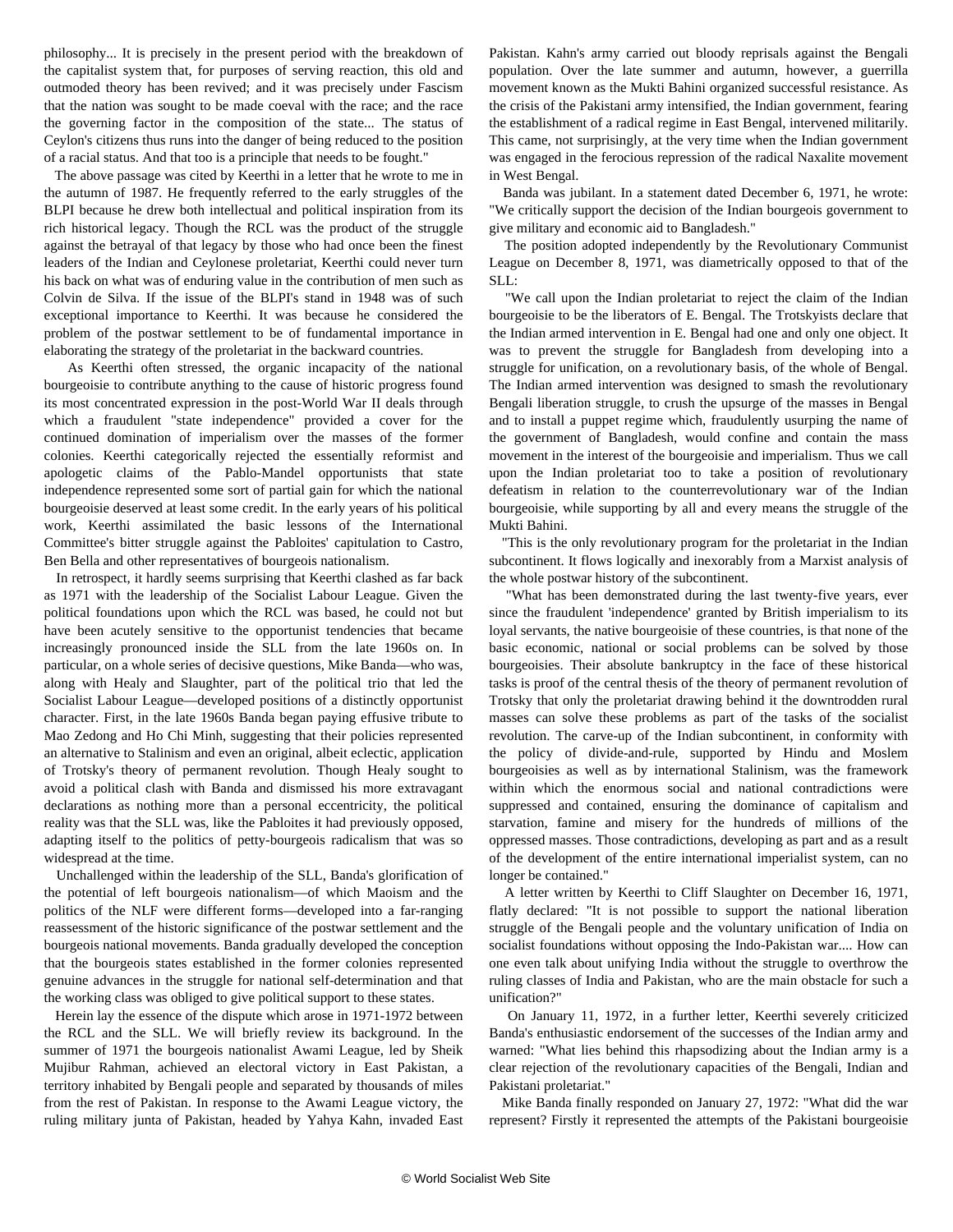philosophy... It is precisely in the present period with the breakdown of the capitalist system that, for purposes of serving reaction, this old and outmoded theory has been revived; and it was precisely under Fascism that the nation was sought to be made coeval with the race; and the race the governing factor in the composition of the state... The status of Ceylon's citizens thus runs into the danger of being reduced to the position of a racial status. And that too is a principle that needs to be fought."

The above passage was cited by Keerthi in a letter that he wrote to me in the autumn of 1987. He frequently referred to the early struggles of the BLPI because he drew both intellectual and political inspiration from its rich historical legacy. Though the RCL was the product of the struggle against the betrayal of that legacy by those who had once been the finest leaders of the Indian and Ceylonese proletariat, Keerthi could never turn his back on what was of enduring value in the contribution of men such as Colvin de Silva. If the issue of the BLPI's stand in 1948 was of such exceptional importance to Keerthi. It was because he considered the problem of the postwar settlement to be of fundamental importance in elaborating the strategy of the proletariat in the backward countries.

As Keerthi often stressed, the organic incapacity of the national bourgeoisie to contribute anything to the cause of historic progress found its most concentrated expression in the post-World War II deals through which a fraudulent "state independence" provided a cover for the continued domination of imperialism over the masses of the former colonies. Keerthi categorically rejected the essentially reformist and apologetic claims of the Pablo-Mandel opportunists that state independence represented some sort of partial gain for which the national bourgeoisie deserved at least some credit. In the early years of his political work, Keerthi assimilated the basic lessons of the International Committee's bitter struggle against the Pabloites' capitulation to Castro, Ben Bella and other representatives of bourgeois nationalism.

In retrospect, it hardly seems surprising that Keerthi clashed as far back as 1971 with the leadership of the Socialist Labour League. Given the political foundations upon which the RCL was based, he could not but have been acutely sensitive to the opportunist tendencies that became increasingly pronounced inside the SLL from the late 1960s on. In particular, on a whole series of decisive questions, Mike Banda—who was, along with Healy and Slaughter, part of the political trio that led the Socialist Labour League—developed positions of a distinctly opportunist character. First, in the late 1960s Banda began paying effusive tribute to Mao Zedong and Ho Chi Minh, suggesting that their policies represented an alternative to Stalinism and even an original, albeit eclectic, application of Trotsky's theory of permanent revolution. Though Healy sought to avoid a political clash with Banda and dismissed his more extravagant declarations as nothing more than a personal eccentricity, the political reality was that the SLL was, like the Pabloites it had previously opposed, adapting itself to the politics of petty-bourgeois radicalism that was so widespread at the time.

Unchallenged within the leadership of the SLL, Banda's glorification of the potential of left bourgeois nationalism—of which Maoism and the politics of the NLF were different forms—developed into a far-ranging reassessment of the historic significance of the postwar settlement and the bourgeois national movements. Banda gradually developed the conception that the bourgeois states established in the former colonies represented genuine advances in the struggle for national self-determination and that the working class was obliged to give political support to these states.

Herein lay the essence of the dispute which arose in 1971-1972 between the RCL and the SLL. We will briefly review its background. In the summer of 1971 the bourgeois nationalist Awami League, led by Sheik Mujibur Rahman, achieved an electoral victory in East Pakistan, a territory inhabited by Bengali people and separated by thousands of miles from the rest of Pakistan. In response to the Awami League victory, the ruling military junta of Pakistan, headed by Yahya Kahn, invaded East Pakistan. Kahn's army carried out bloody reprisals against the Bengali population. Over the late summer and autumn, however, a guerrilla movement known as the Mukti Bahini organized successful resistance. As the crisis of the Pakistani army intensified, the Indian government, fearing the establishment of a radical regime in East Bengal, intervened militarily. This came, not surprisingly, at the very time when the Indian government was engaged in the ferocious repression of the radical Naxalite movement in West Bengal.

Banda was jubilant. In a statement dated December 6, 1971, he wrote: "We critically support the decision of the Indian bourgeois government to give military and economic aid to Bangladesh."

The position adopted independently by the Revolutionary Communist League on December 8, 1971, was diametrically opposed to that of the SLL:

"We call upon the Indian proletariat to reject the claim of the Indian bourgeoisie to be the liberators of E. Bengal. The Trotskyists declare that the Indian armed intervention in E. Bengal had one and only one object. It was to prevent the struggle for Bangladesh from developing into a struggle for unification, on a revolutionary basis, of the whole of Bengal. The Indian armed intervention was designed to smash the revolutionary Bengali liberation struggle, to crush the upsurge of the masses in Bengal and to install a puppet regime which, fraudulently usurping the name of the government of Bangladesh, would confine and contain the mass movement in the interest of the bourgeoisie and imperialism. Thus we call upon the Indian proletariat too to take a position of revolutionary defeatism in relation to the counterrevolutionary war of the Indian bourgeoisie, while supporting by all and every means the struggle of the Mukti Bahini.

"This is the only revolutionary program for the proletariat in the Indian subcontinent. It flows logically and inexorably from a Marxist analysis of the whole postwar history of the subcontinent.

"What has been demonstrated during the last twenty-five years, ever since the fraudulent 'independence' granted by British imperialism to its loyal servants, the native bourgeoisie of these countries, is that none of the basic economic, national or social problems can be solved by those bourgeoisies. Their absolute bankruptcy in the face of these historical tasks is proof of the central thesis of the theory of permanent revolution of Trotsky that only the proletariat drawing behind it the downtrodden rural masses can solve these problems as part of the tasks of the socialist revolution. The carve-up of the Indian subcontinent, in conformity with the policy of divide-and-rule, supported by Hindu and Moslem bourgeoisies as well as by international Stalinism, was the framework within which the enormous social and national contradictions were suppressed and contained, ensuring the dominance of capitalism and starvation, famine and misery for the hundreds of millions of the oppressed masses. Those contradictions, developing as part and as a result of the development of the entire international imperialist system, can no longer be contained."

A letter written by Keerthi to Cliff Slaughter on December 16, 1971, flatly declared: "It is not possible to support the national liberation struggle of the Bengali people and the voluntary unification of India on socialist foundations without opposing the Indo-Pakistan war.... How can one even talk about unifying India without the struggle to overthrow the ruling classes of India and Pakistan, who are the main obstacle for such a unification?"

On January 11, 1972, in a further letter, Keerthi severely criticized Banda's enthusiastic endorsement of the successes of the Indian army and warned: "What lies behind this rhapsodizing about the Indian army is a clear rejection of the revolutionary capacities of the Bengali, Indian and Pakistani proletariat."

Mike Banda finally responded on January 27, 1972: "What did the war represent? Firstly it represented the attempts of the Pakistani bourgeoisie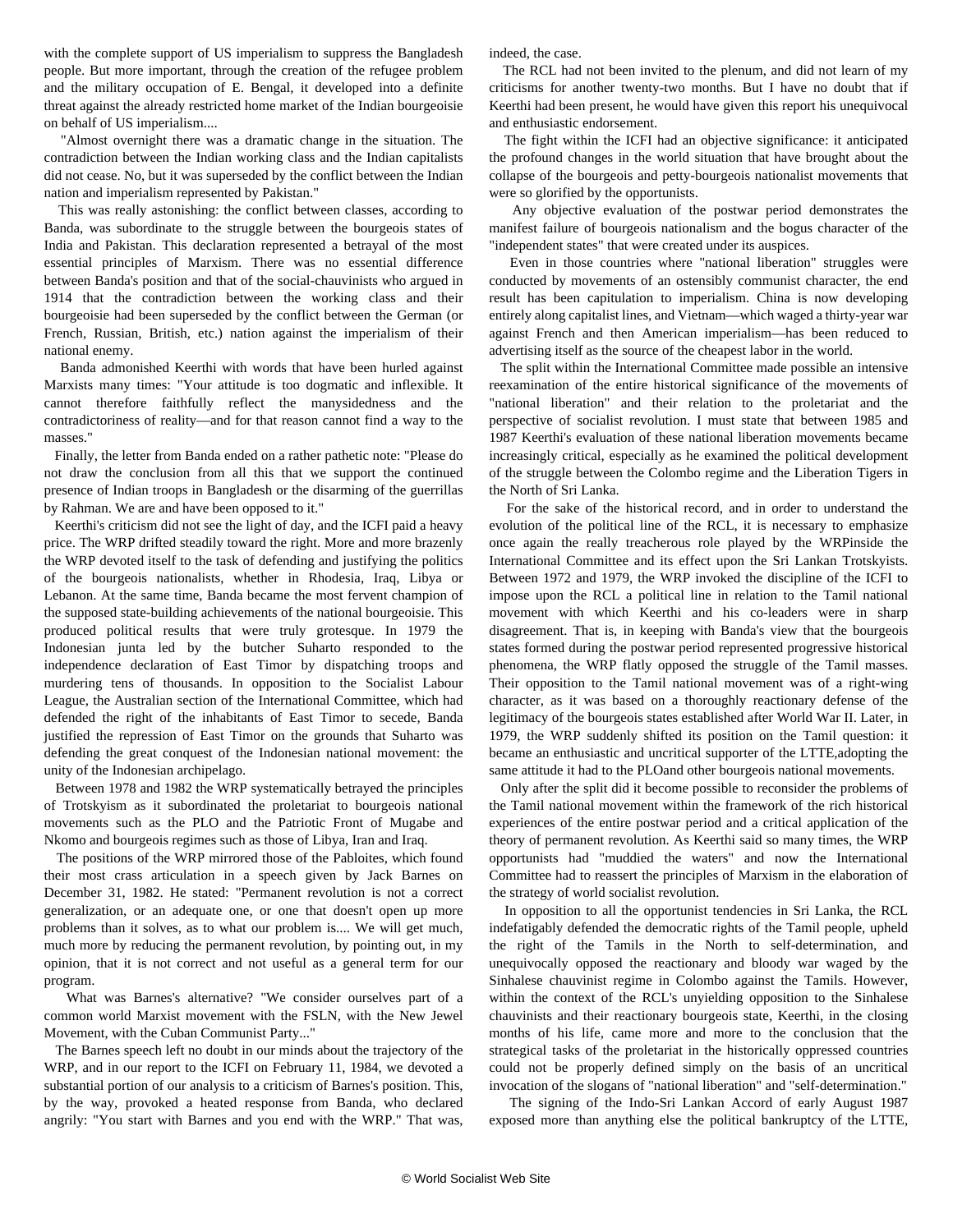with the complete support of US imperialism to suppress the Bangladesh people. But more important, through the creation of the refugee problem and the military occupation of E. Bengal, it developed into a definite threat against the already restricted home market of the Indian bourgeoisie on behalf of US imperialism....

"Almost overnight there was a dramatic change in the situation. The contradiction between the Indian working class and the Indian capitalists did not cease. No, but it was superseded by the conflict between the Indian nation and imperialism represented by Pakistan."

This was really astonishing: the conflict between classes, according to Banda, was subordinate to the struggle between the bourgeois states of India and Pakistan. This declaration represented a betrayal of the most essential principles of Marxism. There was no essential difference between Banda's position and that of the social-chauvinists who argued in 1914 that the contradiction between the working class and their bourgeoisie had been superseded by the conflict between the German (or French, Russian, British, etc.) nation against the imperialism of their national enemy.

Banda admonished Keerthi with words that have been hurled against Marxists many times: "Your attitude is too dogmatic and inflexible. It cannot therefore faithfully reflect the manysidedness and the contradictoriness of reality—and for that reason cannot find a way to the masses."

Finally, the letter from Banda ended on a rather pathetic note: "Please do not draw the conclusion from all this that we support the continued presence of Indian troops in Bangladesh or the disarming of the guerrillas by Rahman. We are and have been opposed to it."

Keerthi's criticism did not see the light of day, and the ICFI paid a heavy price. The WRP drifted steadily toward the right. More and more brazenly the WRP devoted itself to the task of defending and justifying the politics of the bourgeois nationalists, whether in Rhodesia, Iraq, Libya or Lebanon. At the same time, Banda became the most fervent champion of the supposed state-building achievements of the national bourgeoisie. This produced political results that were truly grotesque. In 1979 the Indonesian junta led by the butcher Suharto responded to the independence declaration of East Timor by dispatching troops and murdering tens of thousands. In opposition to the Socialist Labour League, the Australian section of the International Committee, which had defended the right of the inhabitants of East Timor to secede, Banda justified the repression of East Timor on the grounds that Suharto was defending the great conquest of the Indonesian national movement: the unity of the Indonesian archipelago.

Between 1978 and 1982 the WRP systematically betrayed the principles of Trotskyism as it subordinated the proletariat to bourgeois national movements such as the PLO and the Patriotic Front of Mugabe and Nkomo and bourgeois regimes such as those of Libya, Iran and Iraq.

The positions of the WRP mirrored those of the Pabloites, which found their most crass articulation in a speech given by Jack Barnes on December 31, 1982. He stated: "Permanent revolution is not a correct generalization, or an adequate one, or one that doesn't open up more problems than it solves, as to what our problem is.... We will get much, much more by reducing the permanent revolution, by pointing out, in my opinion, that it is not correct and not useful as a general term for our program.

What was Barnes's alternative? "We consider ourselves part of a common world Marxist movement with the FSLN, with the New Jewel Movement, with the Cuban Communist Party..."

The Barnes speech left no doubt in our minds about the trajectory of the WRP, and in our report to the ICFI on February 11, 1984, we devoted a substantial portion of our analysis to a criticism of Barnes's position. This, by the way, provoked a heated response from Banda, who declared angrily: "You start with Barnes and you end with the WRP." That was, indeed, the case.

The RCL had not been invited to the plenum, and did not learn of my criticisms for another twenty-two months. But I have no doubt that if Keerthi had been present, he would have given this report his unequivocal and enthusiastic endorsement.

The fight within the ICFI had an objective significance: it anticipated the profound changes in the world situation that have brought about the collapse of the bourgeois and petty-bourgeois nationalist movements that were so glorified by the opportunists.

Any objective evaluation of the postwar period demonstrates the manifest failure of bourgeois nationalism and the bogus character of the "independent states" that were created under its auspices.

Even in those countries where "national liberation" struggles were conducted by movements of an ostensibly communist character, the end result has been capitulation to imperialism. China is now developing entirely along capitalist lines, and Vietnam—which waged a thirty-year war against French and then American imperialism—has been reduced to advertising itself as the source of the cheapest labor in the world.

The split within the International Committee made possible an intensive reexamination of the entire historical significance of the movements of "national liberation" and their relation to the proletariat and the perspective of socialist revolution. I must state that between 1985 and 1987 Keerthi's evaluation of these national liberation movements became increasingly critical, especially as he examined the political development of the struggle between the Colombo regime and the Liberation Tigers in the North of Sri Lanka.

For the sake of the historical record, and in order to understand the evolution of the political line of the RCL, it is necessary to emphasize once again the really treacherous role played by the WRPinside the International Committee and its effect upon the Sri Lankan Trotskyists. Between 1972 and 1979, the WRP invoked the discipline of the ICFI to impose upon the RCL a political line in relation to the Tamil national movement with which Keerthi and his co-leaders were in sharp disagreement. That is, in keeping with Banda's view that the bourgeois states formed during the postwar period represented progressive historical phenomena, the WRP flatly opposed the struggle of the Tamil masses. Their opposition to the Tamil national movement was of a right-wing character, as it was based on a thoroughly reactionary defense of the legitimacy of the bourgeois states established after World War II. Later, in 1979, the WRP suddenly shifted its position on the Tamil question: it became an enthusiastic and uncritical supporter of the LTTE,adopting the same attitude it had to the PLOand other bourgeois national movements.

Only after the split did it become possible to reconsider the problems of the Tamil national movement within the framework of the rich historical experiences of the entire postwar period and a critical application of the theory of permanent revolution. As Keerthi said so many times, the WRP opportunists had "muddied the waters" and now the International Committee had to reassert the principles of Marxism in the elaboration of the strategy of world socialist revolution.

In opposition to all the opportunist tendencies in Sri Lanka, the RCL indefatigably defended the democratic rights of the Tamil people, upheld the right of the Tamils in the North to self-determination, and unequivocally opposed the reactionary and bloody war waged by the Sinhalese chauvinist regime in Colombo against the Tamils. However, within the context of the RCL's unyielding opposition to the Sinhalese chauvinists and their reactionary bourgeois state, Keerthi, in the closing months of his life, came more and more to the conclusion that the strategical tasks of the proletariat in the historically oppressed countries could not be properly defined simply on the basis of an uncritical invocation of the slogans of "national liberation" and "self-determination."

The signing of the Indo-Sri Lankan Accord of early August 1987 exposed more than anything else the political bankruptcy of the LTTE,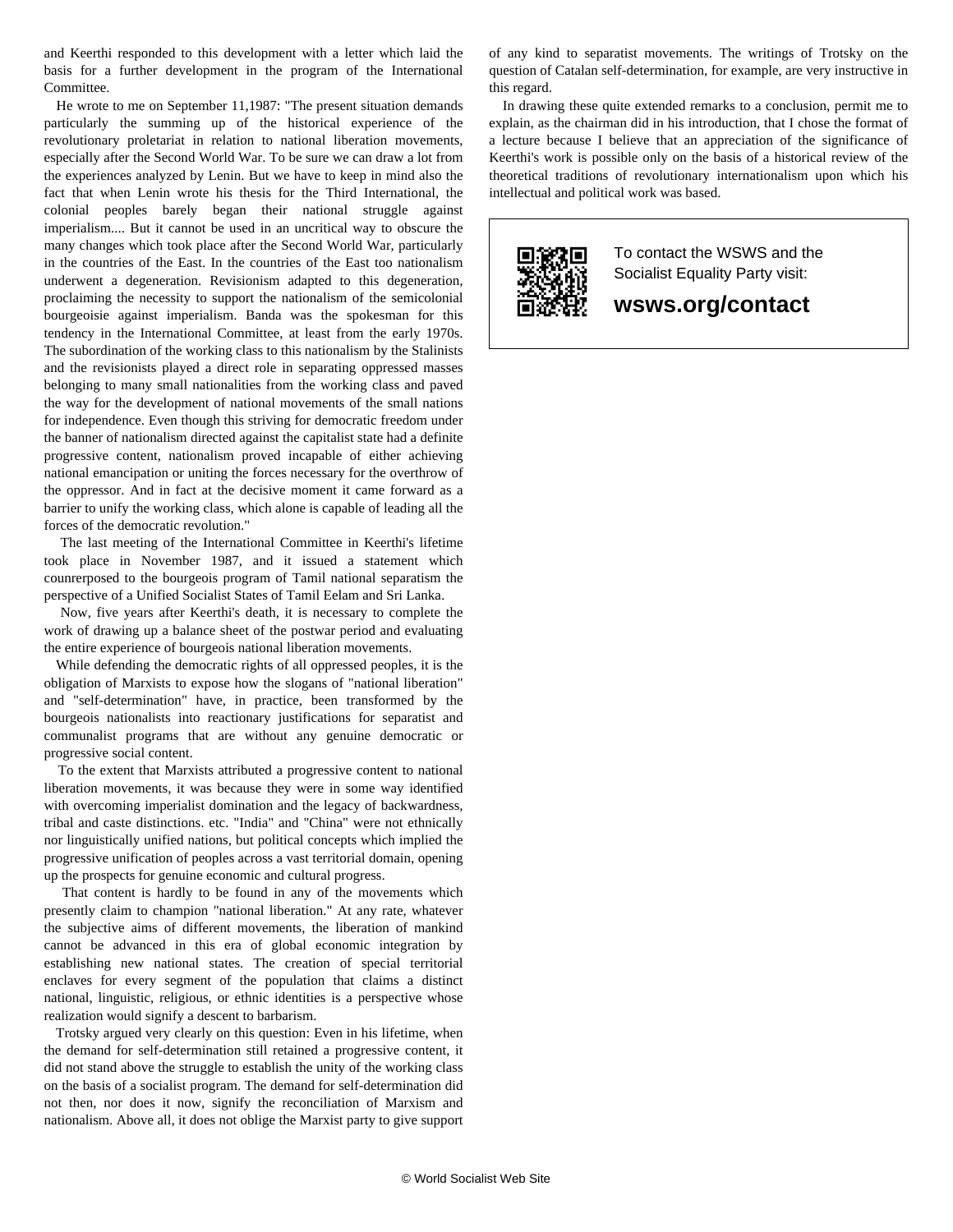and Keerthi responded to this development with a letter which laid the basis for a further development in the program of the International Committee.

He wrote to me on September 11,1987: "The present situation demands particularly the summing up of the historical experience of the revolutionary proletariat in relation to national liberation movements, especially after the Second World War. To be sure we can draw a lot from the experiences analyzed by Lenin. But we have to keep in mind also the fact that when Lenin wrote his thesis for the Third International, the colonial peoples barely began their national struggle against imperialism.... But it cannot be used in an uncritical way to obscure the many changes which took place after the Second World War, particularly in the countries of the East. In the countries of the East too nationalism underwent a degeneration. Revisionism adapted to this degeneration, proclaiming the necessity to support the nationalism of the semicolonial bourgeoisie against imperialism. Banda was the spokesman for this tendency in the International Committee, at least from the early 1970s. The subordination of the working class to this nationalism by the Stalinists and the revisionists played a direct role in separating oppressed masses belonging to many small nationalities from the working class and paved the way for the development of national movements of the small nations for independence. Even though this striving for democratic freedom under the banner of nationalism directed against the capitalist state had a definite progressive content, nationalism proved incapable of either achieving national emancipation or uniting the forces necessary for the overthrow of the oppressor. And in fact at the decisive moment it came forward as a barrier to unify the working class, which alone is capable of leading all the forces of the democratic revolution."

The last meeting of the International Committee in Keerthi's lifetime took place in November 1987, and it issued a statement which counrerposed to the bourgeois program of Tamil national separatism the perspective of a Unified Socialist States of Tamil Eelam and Sri Lanka.

Now, five years after Keerthi's death, it is necessary to complete the work of drawing up a balance sheet of the postwar period and evaluating the entire experience of bourgeois national liberation movements.

While defending the democratic rights of all oppressed peoples, it is the obligation of Marxists to expose how the slogans of "national liberation" and "self-determination" have, in practice, been transformed by the bourgeois nationalists into reactionary justifications for separatist and communalist programs that are without any genuine democratic or progressive social content.

To the extent that Marxists attributed a progressive content to national liberation movements, it was because they were in some way identified with overcoming imperialist domination and the legacy of backwardness, tribal and caste distinctions. etc. "India" and "China" were not ethnically nor linguistically unified nations, but political concepts which implied the progressive unification of peoples across a vast territorial domain, opening up the prospects for genuine economic and cultural progress.

That content is hardly to be found in any of the movements which presently claim to champion "national liberation." At any rate, whatever the subjective aims of different movements, the liberation of mankind cannot be advanced in this era of global economic integration by establishing new national states. The creation of special territorial enclaves for every segment of the population that claims a distinct national, linguistic, religious, or ethnic identities is a perspective whose realization would signify a descent to barbarism.

Trotsky argued very clearly on this question: Even in his lifetime, when the demand for self-determination still retained a progressive content, it did not stand above the struggle to establish the unity of the working class on the basis of a socialist program. The demand for self-determination did not then, nor does it now, signify the reconciliation of Marxism and nationalism. Above all, it does not oblige the Marxist party to give support of any kind to separatist movements. The writings of Trotsky on the question of Catalan self-determination, for example, are very instructive in this regard.

In drawing these quite extended remarks to a conclusion, permit me to explain, as the chairman did in his introduction, that I chose the format of a lecture because I believe that an appreciation of the significance of Keerthi's work is possible only on the basis of a historical review of the theoretical traditions of revolutionary internationalism upon which his intellectual and political work was based.

To contact the WSWS and the Socialist Equality Party visit:

**wsws.org/contact**